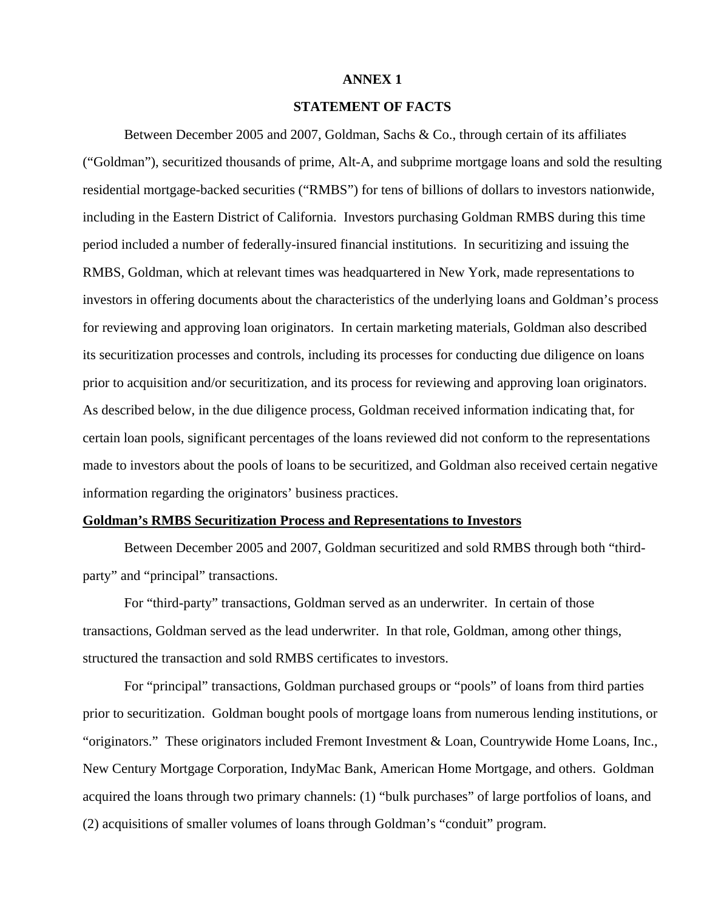**ANNEX 1**

**STATEMENT OF FACTS**

Between December 2005 and 2007, Goldman, Sachs & Co., through certain of its affiliates ("Goldman"), securitized thousands of prime, Alt-A, and subprime mortgage loans and sold the resulting residential mortgage-backed securities ("RMBS") for tens of billions of dollars to investors nationwide, including in the Eastern District of California. Investors purchasing Goldman RMBS during this time period included a number of federally-insured financial institutions. In securitizing and issuing the RMBS, Goldman, which at relevant times was headquartered in New York, made representations to investors in offering documents about the characteristics of the underlying loans and Goldman's process for reviewing and approving loan originators. In certain marketing materials, Goldman also described its securitization processes and controls, including its processes for conducting due diligence on loans prior to acquisition and/or securitization, and its process for reviewing and approving loan originators. As described below, in the due diligence process, Goldman received information indicating that, for certain loan pools, significant percentages of the loans reviewed did not conform to the representations made to investors about the pools of loans to be securitized, and Goldman also received certain negative information regarding the originators' business practices.

**<u>Goldman's RMBS Securitization Process and Representations to Investors</u>**

Between December 2005 and 2007, Goldman securitized and sold RMBS through both "third-party" and "principal" transactions.

For "third-party" transactions, Goldman served as an underwriter. In certain of those transactions, Goldman served as the lead underwriter. In that role, Goldman, among other things, structured the transaction and sold RMBS certificates to investors.

For "principal" transactions, Goldman purchased groups or "pools" of loans from third parties prior to securitization. Goldman bought pools of mortgage loans from numerous lending institutions, or "originators." These originators included Fremont Investment & Loan, Countrywide Home Loans, Inc., New Century Mortgage Corporation, IndyMac Bank, American Home Mortgage, and others. Goldman acquired the loans through two primary channels: (1) "bulk purchases" of large portfolios of loans, and (2) acquisitions of smaller volumes of loans through Goldman's "conduit" program.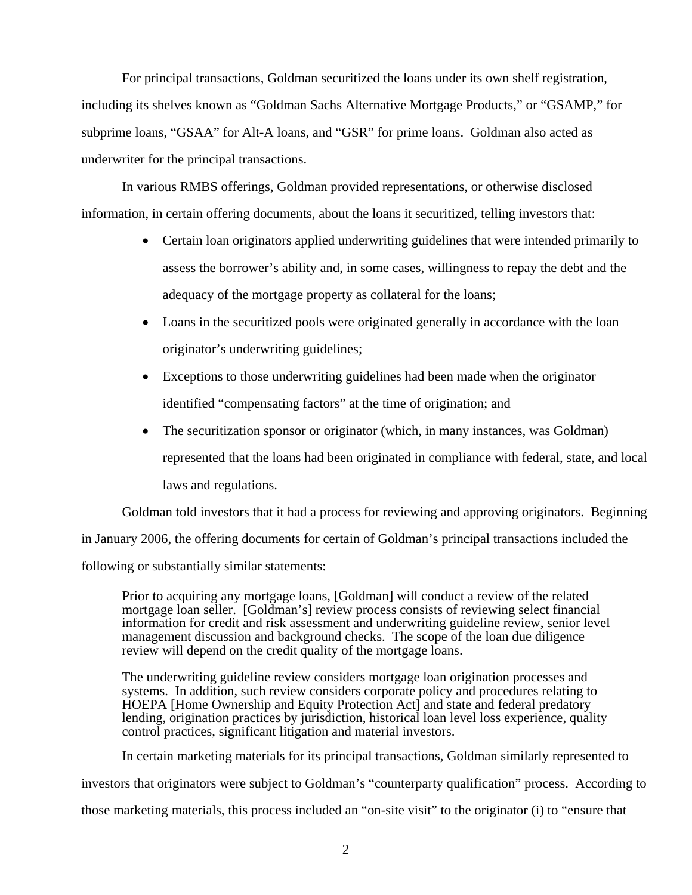For principal transactions, Goldman securitized the loans under its own shelf registration, including its shelves known as "Goldman Sachs Alternative Mortgage Products," or "GSAMP," for subprime loans, "GSAA" for Alt-A loans, and "GSR" for prime loans. Goldman also acted as underwriter for the principal transactions.

In various RMBS offerings, Goldman provided representations, or otherwise disclosed information, in certain offering documents, about the loans it securitized, telling investors that:

- Certain loan originators applied underwriting guidelines that were intended primarily to assess the borrower's ability and, in some cases, willingness to repay the debt and the adequacy of the mortgage property as collateral for the loans;
- Loans in the securitized pools were originated generally in accordance with the loan originator's underwriting guidelines;
- Exceptions to those underwriting guidelines had been made when the originator identified "compensating factors" at the time of origination; and
- The securitization sponsor or originator (which, in many instances, was Goldman) represented that the loans had been originated in compliance with federal, state, and local laws and regulations.

Goldman told investors that it had a process for reviewing and approving originators. Beginning in January 2006, the offering documents for certain of Goldman's principal transactions included the following or substantially similar statements:

> Prior to acquiring any mortgage loans, [Goldman] will conduct a review of the related mortgage loan seller. [Goldman's] review process consists of reviewing select financial information for credit and risk assessment and underwriting guideline review, senior level management discussion and background checks. The scope of the loan due diligence review will depend on the credit quality of the mortgage loans.
>
> The underwriting guideline review considers mortgage loan origination processes and systems. In addition, such review considers corporate policy and procedures relating to HOEPA [Home Ownership and Equity Protection Act] and state and federal predatory lending, origination practices by jurisdiction, historical loan level loss experience, quality control practices, significant litigation and material investors.

In certain marketing materials for its principal transactions, Goldman similarly represented to investors that originators were subject to Goldman's "counterparty qualification" process. According to those marketing materials, this process included an "on-site visit" to the originator (i) to "ensure that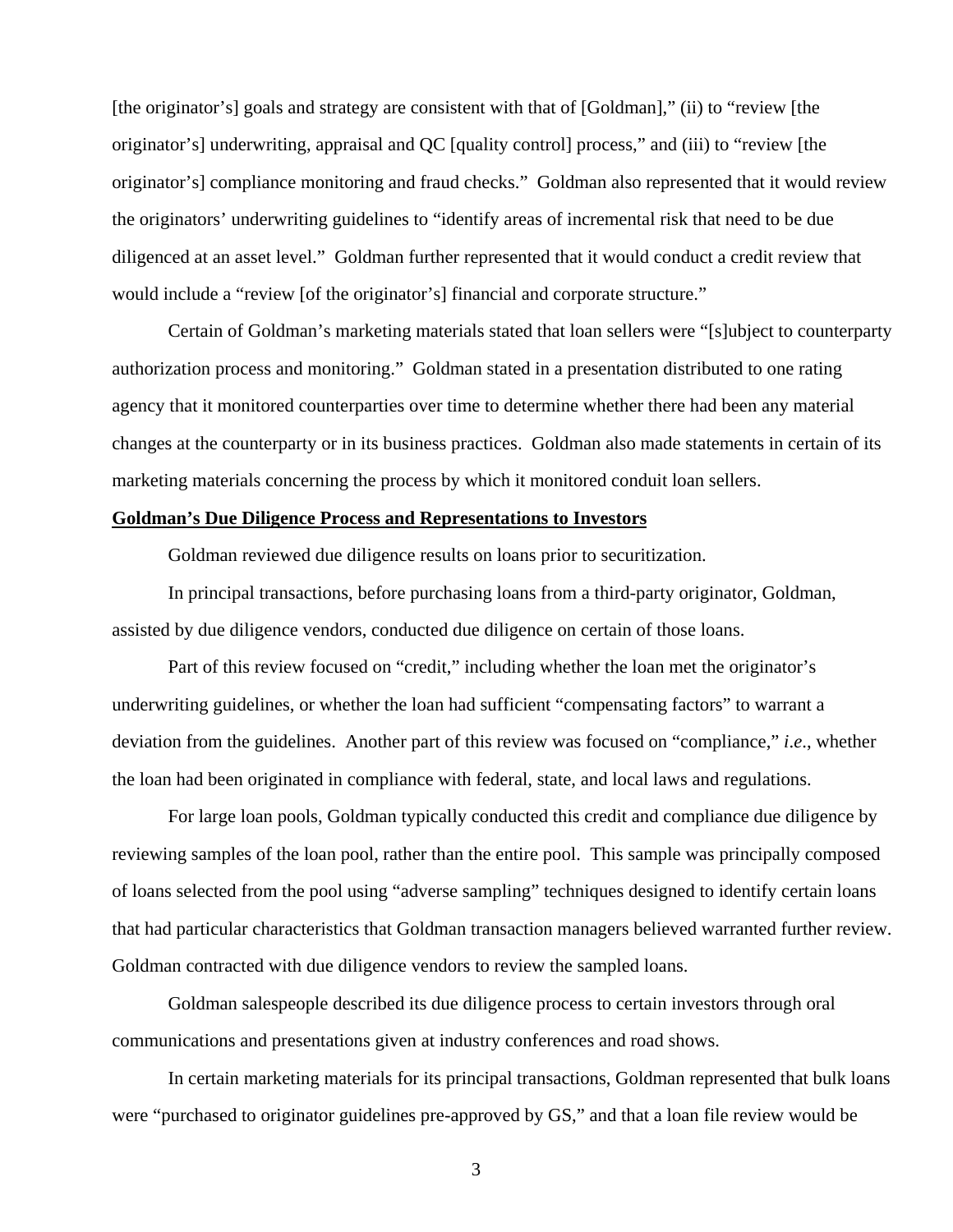[the originator's] goals and strategy are consistent with that of [Goldman]," (ii) to "review [the originator's] underwriting, appraisal and QC [quality control] process," and (iii) to "review [the originator's] compliance monitoring and fraud checks." Goldman also represented that it would review the originators' underwriting guidelines to "identify areas of incremental risk that need to be due diligenced at an asset level." Goldman further represented that it would conduct a credit review that would include a "review [of the originator's] financial and corporate structure."

Certain of Goldman's marketing materials stated that loan sellers were "[s]ubject to counterparty authorization process and monitoring." Goldman stated in a presentation distributed to one rating agency that it monitored counterparties over time to determine whether there had been any material changes at the counterparty or in its business practices. Goldman also made statements in certain of its marketing materials concerning the process by which it monitored conduit loan sellers.

**Goldman's Due Diligence Process and Representations to Investors**

Goldman reviewed due diligence results on loans prior to securitization.

In principal transactions, before purchasing loans from a third-party originator, Goldman, assisted by due diligence vendors, conducted due diligence on certain of those loans.

Part of this review focused on "credit," including whether the loan met the originator's underwriting guidelines, or whether the loan had sufficient "compensating factors" to warrant a deviation from the guidelines. Another part of this review was focused on "compliance," *i.e.*, whether the loan had been originated in compliance with federal, state, and local laws and regulations.

For large loan pools, Goldman typically conducted this credit and compliance due diligence by reviewing samples of the loan pool, rather than the entire pool. This sample was principally composed of loans selected from the pool using "adverse sampling" techniques designed to identify certain loans that had particular characteristics that Goldman transaction managers believed warranted further review. Goldman contracted with due diligence vendors to review the sampled loans.

Goldman salespeople described its due diligence process to certain investors through oral communications and presentations given at industry conferences and road shows.

In certain marketing materials for its principal transactions, Goldman represented that bulk loans were "purchased to originator guidelines pre-approved by GS," and that a loan file review would be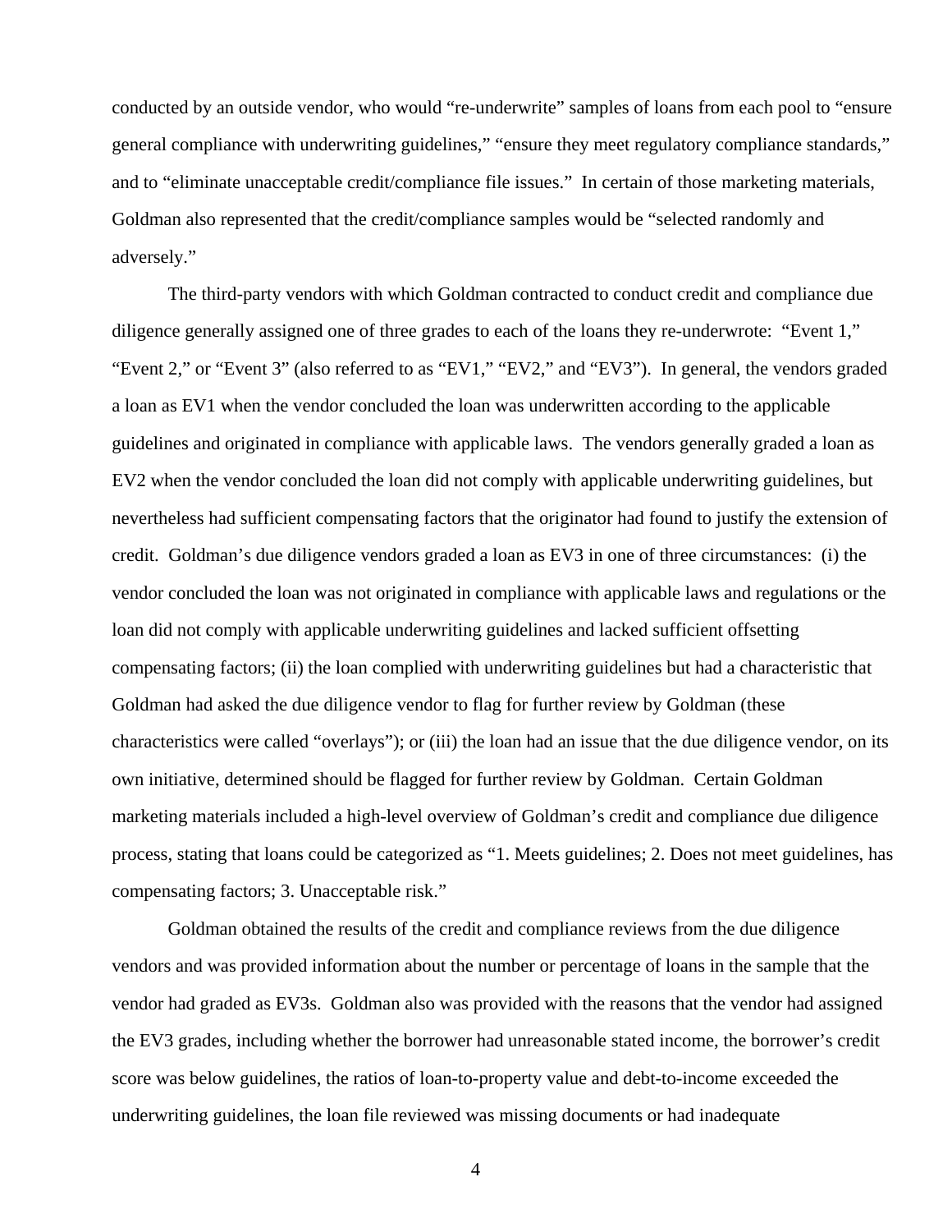conducted by an outside vendor, who would "re-underwrite" samples of loans from each pool to "ensure general compliance with underwriting guidelines," "ensure they meet regulatory compliance standards," and to "eliminate unacceptable credit/compliance file issues." In certain of those marketing materials, Goldman also represented that the credit/compliance samples would be "selected randomly and adversely."

The third-party vendors with which Goldman contracted to conduct credit and compliance due diligence generally assigned one of three grades to each of the loans they re-underwrote: "Event 1," "Event 2," or "Event 3" (also referred to as "EV1," "EV2," and "EV3"). In general, the vendors graded a loan as EV1 when the vendor concluded the loan was underwritten according to the applicable guidelines and originated in compliance with applicable laws. The vendors generally graded a loan as EV2 when the vendor concluded the loan did not comply with applicable underwriting guidelines, but nevertheless had sufficient compensating factors that the originator had found to justify the extension of credit. Goldman's due diligence vendors graded a loan as EV3 in one of three circumstances: (i) the vendor concluded the loan was not originated in compliance with applicable laws and regulations or the loan did not comply with applicable underwriting guidelines and lacked sufficient offsetting compensating factors; (ii) the loan complied with underwriting guidelines but had a characteristic that Goldman had asked the due diligence vendor to flag for further review by Goldman (these characteristics were called "overlays"); or (iii) the loan had an issue that the due diligence vendor, on its own initiative, determined should be flagged for further review by Goldman. Certain Goldman marketing materials included a high-level overview of Goldman's credit and compliance due diligence process, stating that loans could be categorized as "1. Meets guidelines; 2. Does not meet guidelines, has compensating factors; 3. Unacceptable risk."

Goldman obtained the results of the credit and compliance reviews from the due diligence vendors and was provided information about the number or percentage of loans in the sample that the vendor had graded as EV3s. Goldman also was provided with the reasons that the vendor had assigned the EV3 grades, including whether the borrower had unreasonable stated income, the borrower's credit score was below guidelines, the ratios of loan-to-property value and debt-to-income exceeded the underwriting guidelines, the loan file reviewed was missing documents or had inadequate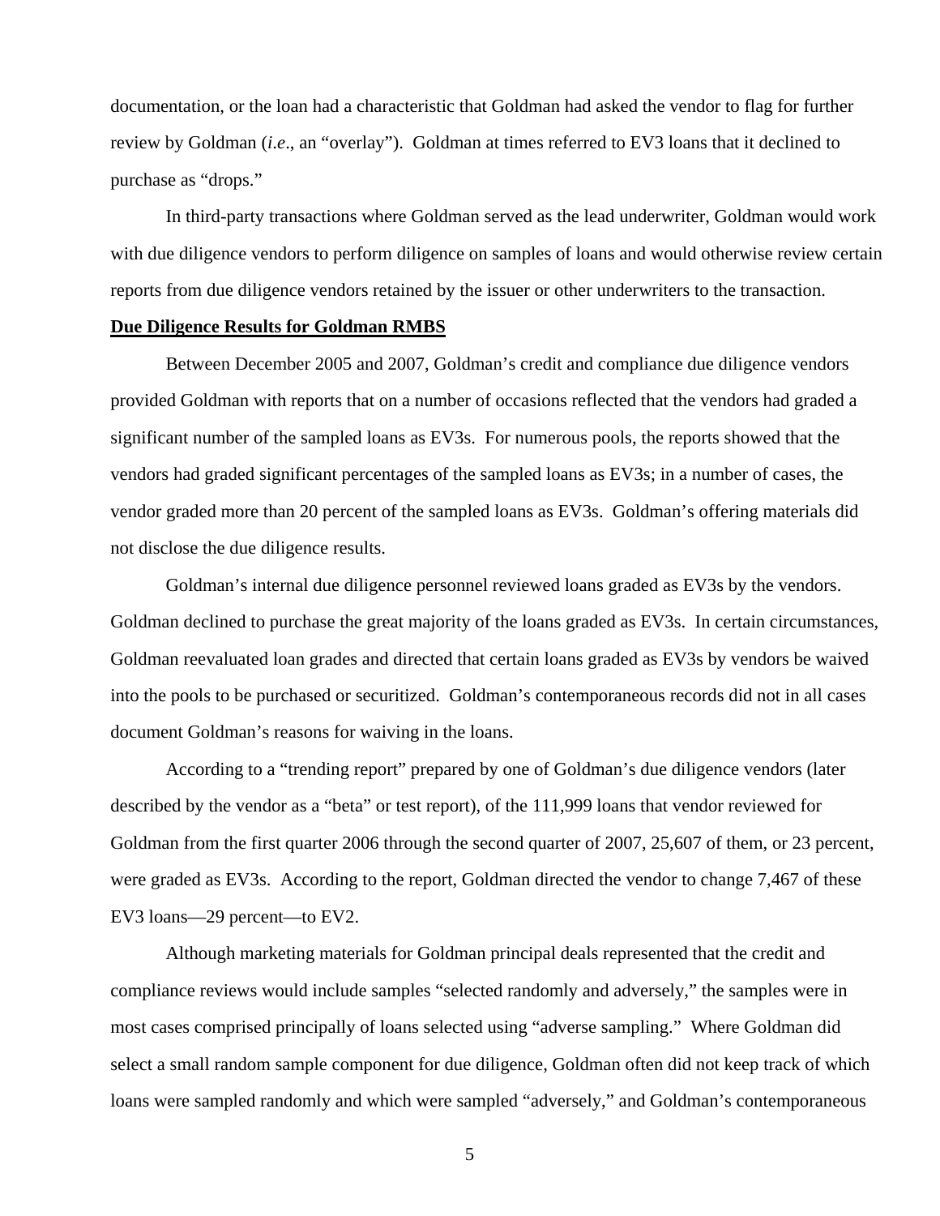documentation, or the loan had a characteristic that Goldman had asked the vendor to flag for further review by Goldman (*i.e*., an "overlay"). Goldman at times referred to EV3 loans that it declined to purchase as "drops."

In third-party transactions where Goldman served as the lead underwriter, Goldman would work with due diligence vendors to perform diligence on samples of loans and would otherwise review certain reports from due diligence vendors retained by the issuer or other underwriters to the transaction.

**Due Diligence Results for Goldman RMBS**

Between December 2005 and 2007, Goldman's credit and compliance due diligence vendors provided Goldman with reports that on a number of occasions reflected that the vendors had graded a significant number of the sampled loans as EV3s. For numerous pools, the reports showed that the vendors had graded significant percentages of the sampled loans as EV3s; in a number of cases, the vendor graded more than 20 percent of the sampled loans as EV3s. Goldman's offering materials did not disclose the due diligence results.

Goldman's internal due diligence personnel reviewed loans graded as EV3s by the vendors. Goldman declined to purchase the great majority of the loans graded as EV3s. In certain circumstances, Goldman reevaluated loan grades and directed that certain loans graded as EV3s by vendors be waived into the pools to be purchased or securitized. Goldman's contemporaneous records did not in all cases document Goldman's reasons for waiving in the loans.

According to a "trending report" prepared by one of Goldman's due diligence vendors (later described by the vendor as a "beta" or test report), of the 111,999 loans that vendor reviewed for Goldman from the first quarter 2006 through the second quarter of 2007, 25,607 of them, or 23 percent, were graded as EV3s. According to the report, Goldman directed the vendor to change 7,467 of these EV3 loans—29 percent—to EV2.

Although marketing materials for Goldman principal deals represented that the credit and compliance reviews would include samples "selected randomly and adversely," the samples were in most cases comprised principally of loans selected using "adverse sampling." Where Goldman did select a small random sample component for due diligence, Goldman often did not keep track of which loans were sampled randomly and which were sampled "adversely," and Goldman's contemporaneous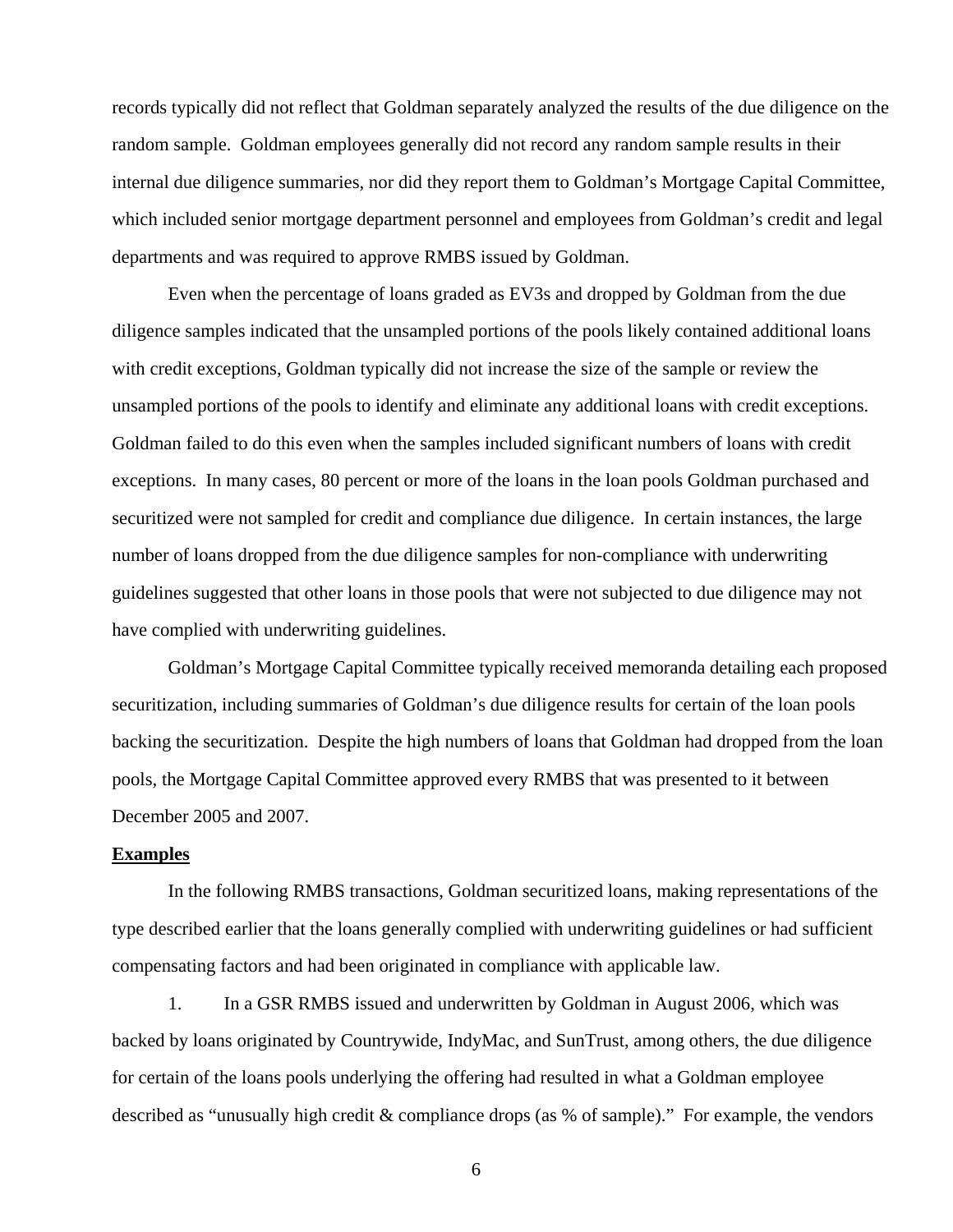records typically did not reflect that Goldman separately analyzed the results of the due diligence on the random sample. Goldman employees generally did not record any random sample results in their internal due diligence summaries, nor did they report them to Goldman's Mortgage Capital Committee, which included senior mortgage department personnel and employees from Goldman's credit and legal departments and was required to approve RMBS issued by Goldman.

Even when the percentage of loans graded as EV3s and dropped by Goldman from the due diligence samples indicated that the unsampled portions of the pools likely contained additional loans with credit exceptions, Goldman typically did not increase the size of the sample or review the unsampled portions of the pools to identify and eliminate any additional loans with credit exceptions. Goldman failed to do this even when the samples included significant numbers of loans with credit exceptions. In many cases, 80 percent or more of the loans in the loan pools Goldman purchased and securitized were not sampled for credit and compliance due diligence. In certain instances, the large number of loans dropped from the due diligence samples for non-compliance with underwriting guidelines suggested that other loans in those pools that were not subjected to due diligence may not have complied with underwriting guidelines.

Goldman's Mortgage Capital Committee typically received memoranda detailing each proposed securitization, including summaries of Goldman's due diligence results for certain of the loan pools backing the securitization. Despite the high numbers of loans that Goldman had dropped from the loan pools, the Mortgage Capital Committee approved every RMBS that was presented to it between December 2005 and 2007.

**Examples**

In the following RMBS transactions, Goldman securitized loans, making representations of the type described earlier that the loans generally complied with underwriting guidelines or had sufficient compensating factors and had been originated in compliance with applicable law.

1. In a GSR RMBS issued and underwritten by Goldman in August 2006, which was backed by loans originated by Countrywide, IndyMac, and SunTrust, among others, the due diligence for certain of the loans pools underlying the offering had resulted in what a Goldman employee described as "unusually high credit & compliance drops (as % of sample)." For example, the vendors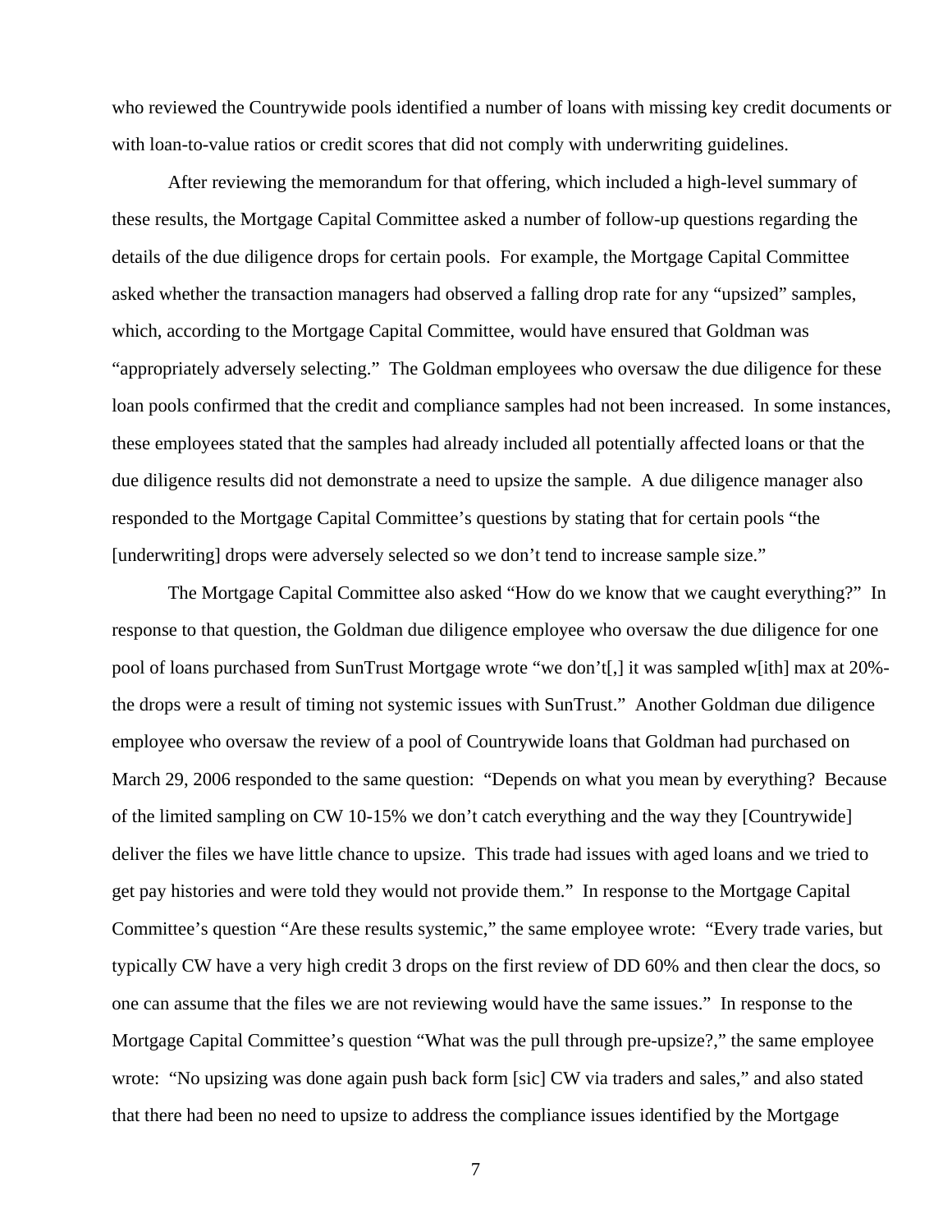who reviewed the Countrywide pools identified a number of loans with missing key credit documents or with loan-to-value ratios or credit scores that did not comply with underwriting guidelines.

After reviewing the memorandum for that offering, which included a high-level summary of these results, the Mortgage Capital Committee asked a number of follow-up questions regarding the details of the due diligence drops for certain pools. For example, the Mortgage Capital Committee asked whether the transaction managers had observed a falling drop rate for any "upsized" samples, which, according to the Mortgage Capital Committee, would have ensured that Goldman was "appropriately adversely selecting." The Goldman employees who oversaw the due diligence for these loan pools confirmed that the credit and compliance samples had not been increased. In some instances, these employees stated that the samples had already included all potentially affected loans or that the due diligence results did not demonstrate a need to upsize the sample. A due diligence manager also responded to the Mortgage Capital Committee's questions by stating that for certain pools "the [underwriting] drops were adversely selected so we don't tend to increase sample size."

The Mortgage Capital Committee also asked "How do we know that we caught everything?" In response to that question, the Goldman due diligence employee who oversaw the due diligence for one pool of loans purchased from SunTrust Mortgage wrote "we don't[,] it was sampled w[ith] max at 20%- the drops were a result of timing not systemic issues with SunTrust." Another Goldman due diligence employee who oversaw the review of a pool of Countrywide loans that Goldman had purchased on March 29, 2006 responded to the same question: "Depends on what you mean by everything? Because of the limited sampling on CW 10-15% we don't catch everything and the way they [Countrywide] deliver the files we have little chance to upsize. This trade had issues with aged loans and we tried to get pay histories and were told they would not provide them." In response to the Mortgage Capital Committee's question "Are these results systemic," the same employee wrote: "Every trade varies, but typically CW have a very high credit 3 drops on the first review of DD 60% and then clear the docs, so one can assume that the files we are not reviewing would have the same issues." In response to the Mortgage Capital Committee's question "What was the pull through pre-upsize?," the same employee wrote: "No upsizing was done again push back form [sic] CW via traders and sales," and also stated that there had been no need to upsize to address the compliance issues identified by the Mortgage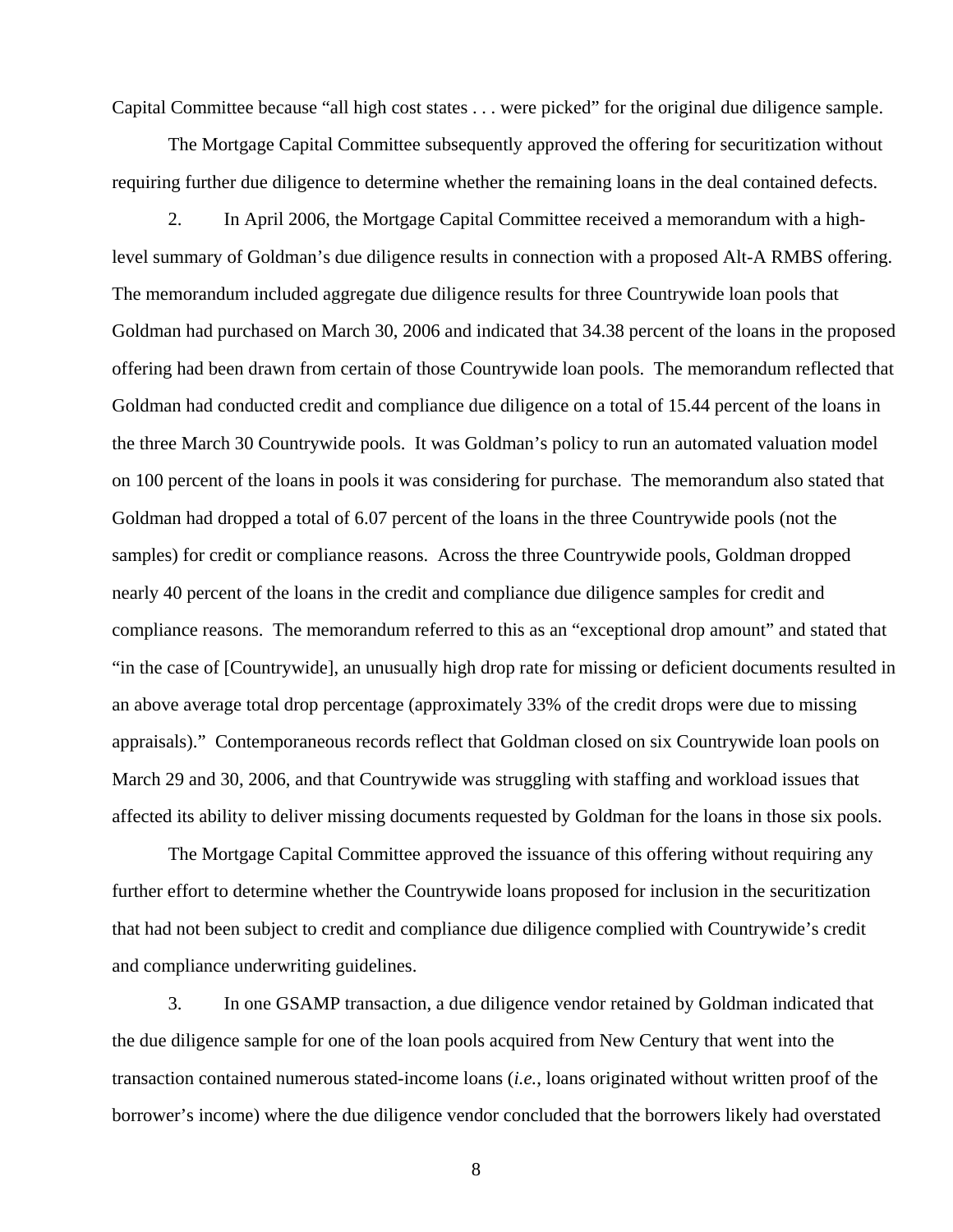Capital Committee because "all high cost states . . . were picked" for the original due diligence sample.

The Mortgage Capital Committee subsequently approved the offering for securitization without requiring further due diligence to determine whether the remaining loans in the deal contained defects.

2. In April 2006, the Mortgage Capital Committee received a memorandum with a high-level summary of Goldman's due diligence results in connection with a proposed Alt-A RMBS offering. The memorandum included aggregate due diligence results for three Countrywide loan pools that Goldman had purchased on March 30, 2006 and indicated that 34.38 percent of the loans in the proposed offering had been drawn from certain of those Countrywide loan pools. The memorandum reflected that Goldman had conducted credit and compliance due diligence on a total of 15.44 percent of the loans in the three March 30 Countrywide pools. It was Goldman's policy to run an automated valuation model on 100 percent of the loans in pools it was considering for purchase. The memorandum also stated that Goldman had dropped a total of 6.07 percent of the loans in the three Countrywide pools (not the samples) for credit or compliance reasons. Across the three Countrywide pools, Goldman dropped nearly 40 percent of the loans in the credit and compliance due diligence samples for credit and compliance reasons. The memorandum referred to this as an "exceptional drop amount" and stated that "in the case of [Countrywide], an unusually high drop rate for missing or deficient documents resulted in an above average total drop percentage (approximately 33% of the credit drops were due to missing appraisals)." Contemporaneous records reflect that Goldman closed on six Countrywide loan pools on March 29 and 30, 2006, and that Countrywide was struggling with staffing and workload issues that affected its ability to deliver missing documents requested by Goldman for the loans in those six pools.

The Mortgage Capital Committee approved the issuance of this offering without requiring any further effort to determine whether the Countrywide loans proposed for inclusion in the securitization that had not been subject to credit and compliance due diligence complied with Countrywide's credit and compliance underwriting guidelines.

3. In one GSAMP transaction, a due diligence vendor retained by Goldman indicated that the due diligence sample for one of the loan pools acquired from New Century that went into the transaction contained numerous stated-income loans (*i.e.*, loans originated without written proof of the borrower's income) where the due diligence vendor concluded that the borrowers likely had overstated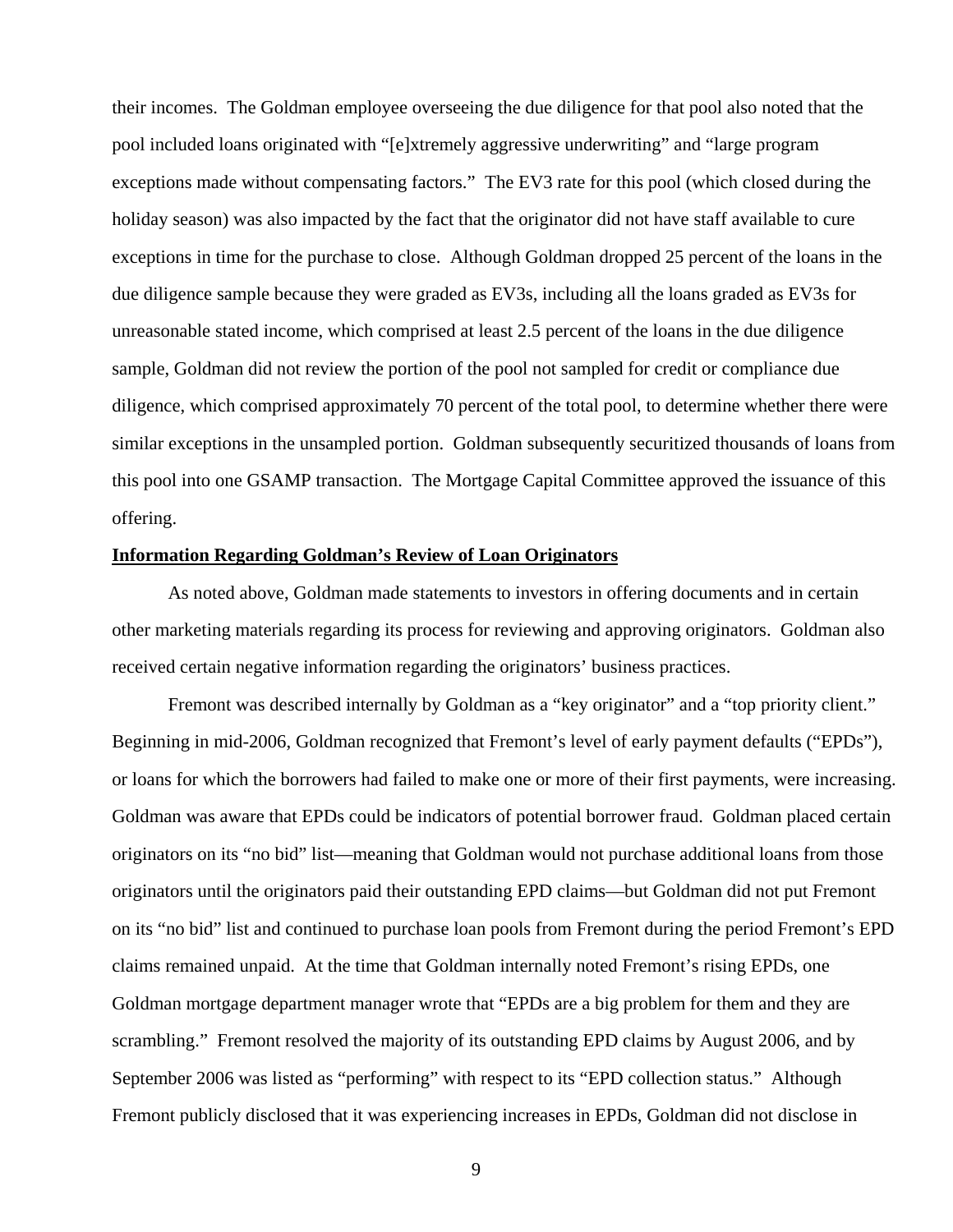their incomes. The Goldman employee overseeing the due diligence for that pool also noted that the pool included loans originated with "[e]xtremely aggressive underwriting" and "large program exceptions made without compensating factors." The EV3 rate for this pool (which closed during the holiday season) was also impacted by the fact that the originator did not have staff available to cure exceptions in time for the purchase to close. Although Goldman dropped 25 percent of the loans in the due diligence sample because they were graded as EV3s, including all the loans graded as EV3s for unreasonable stated income, which comprised at least 2.5 percent of the loans in the due diligence sample, Goldman did not review the portion of the pool not sampled for credit or compliance due diligence, which comprised approximately 70 percent of the total pool, to determine whether there were similar exceptions in the unsampled portion. Goldman subsequently securitized thousands of loans from this pool into one GSAMP transaction. The Mortgage Capital Committee approved the issuance of this offering.

**Information Regarding Goldman's Review of Loan Originators**

As noted above, Goldman made statements to investors in offering documents and in certain other marketing materials regarding its process for reviewing and approving originators. Goldman also received certain negative information regarding the originators' business practices.

Fremont was described internally by Goldman as a "key originator" and a "top priority client." Beginning in mid-2006, Goldman recognized that Fremont's level of early payment defaults ("EPDs"), or loans for which the borrowers had failed to make one or more of their first payments, were increasing. Goldman was aware that EPDs could be indicators of potential borrower fraud. Goldman placed certain originators on its "no bid" list—meaning that Goldman would not purchase additional loans from those originators until the originators paid their outstanding EPD claims—but Goldman did not put Fremont on its "no bid" list and continued to purchase loan pools from Fremont during the period Fremont's EPD claims remained unpaid. At the time that Goldman internally noted Fremont's rising EPDs, one Goldman mortgage department manager wrote that "EPDs are a big problem for them and they are scrambling." Fremont resolved the majority of its outstanding EPD claims by August 2006, and by September 2006 was listed as "performing" with respect to its "EPD collection status." Although Fremont publicly disclosed that it was experiencing increases in EPDs, Goldman did not disclose in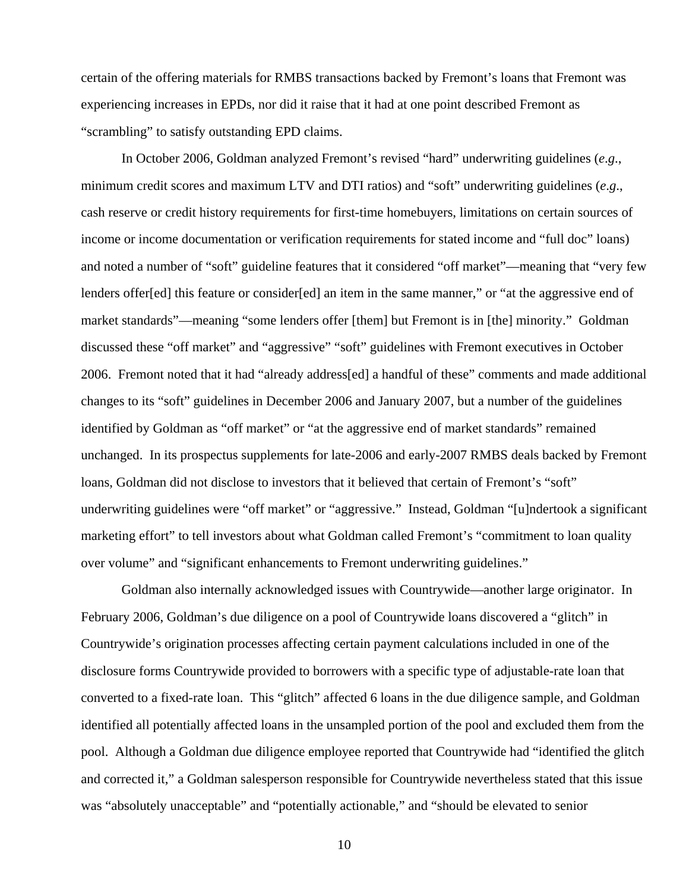certain of the offering materials for RMBS transactions backed by Fremont's loans that Fremont was experiencing increases in EPDs, nor did it raise that it had at one point described Fremont as "scrambling" to satisfy outstanding EPD claims.

In October 2006, Goldman analyzed Fremont's revised "hard" underwriting guidelines (*e.g.*, minimum credit scores and maximum LTV and DTI ratios) and "soft" underwriting guidelines (*e.g.*, cash reserve or credit history requirements for first-time homebuyers, limitations on certain sources of income or income documentation or verification requirements for stated income and "full doc" loans) and noted a number of "soft" guideline features that it considered "off market"—meaning that "very few lenders offer[ed] this feature or consider[ed] an item in the same manner," or "at the aggressive end of market standards"—meaning "some lenders offer [them] but Fremont is in [the] minority." Goldman discussed these "off market" and "aggressive" "soft" guidelines with Fremont executives in October 2006. Fremont noted that it had "already address[ed] a handful of these" comments and made additional changes to its "soft" guidelines in December 2006 and January 2007, but a number of the guidelines identified by Goldman as "off market" or "at the aggressive end of market standards" remained unchanged. In its prospectus supplements for late-2006 and early-2007 RMBS deals backed by Fremont loans, Goldman did not disclose to investors that it believed that certain of Fremont's "soft" underwriting guidelines were "off market" or "aggressive." Instead, Goldman "[u]ndertook a significant marketing effort" to tell investors about what Goldman called Fremont's "commitment to loan quality over volume" and "significant enhancements to Fremont underwriting guidelines."

Goldman also internally acknowledged issues with Countrywide—another large originator. In February 2006, Goldman's due diligence on a pool of Countrywide loans discovered a "glitch" in Countrywide's origination processes affecting certain payment calculations included in one of the disclosure forms Countrywide provided to borrowers with a specific type of adjustable-rate loan that converted to a fixed-rate loan. This "glitch" affected 6 loans in the due diligence sample, and Goldman identified all potentially affected loans in the unsampled portion of the pool and excluded them from the pool. Although a Goldman due diligence employee reported that Countrywide had "identified the glitch and corrected it," a Goldman salesperson responsible for Countrywide nevertheless stated that this issue was "absolutely unacceptable" and "potentially actionable," and "should be elevated to senior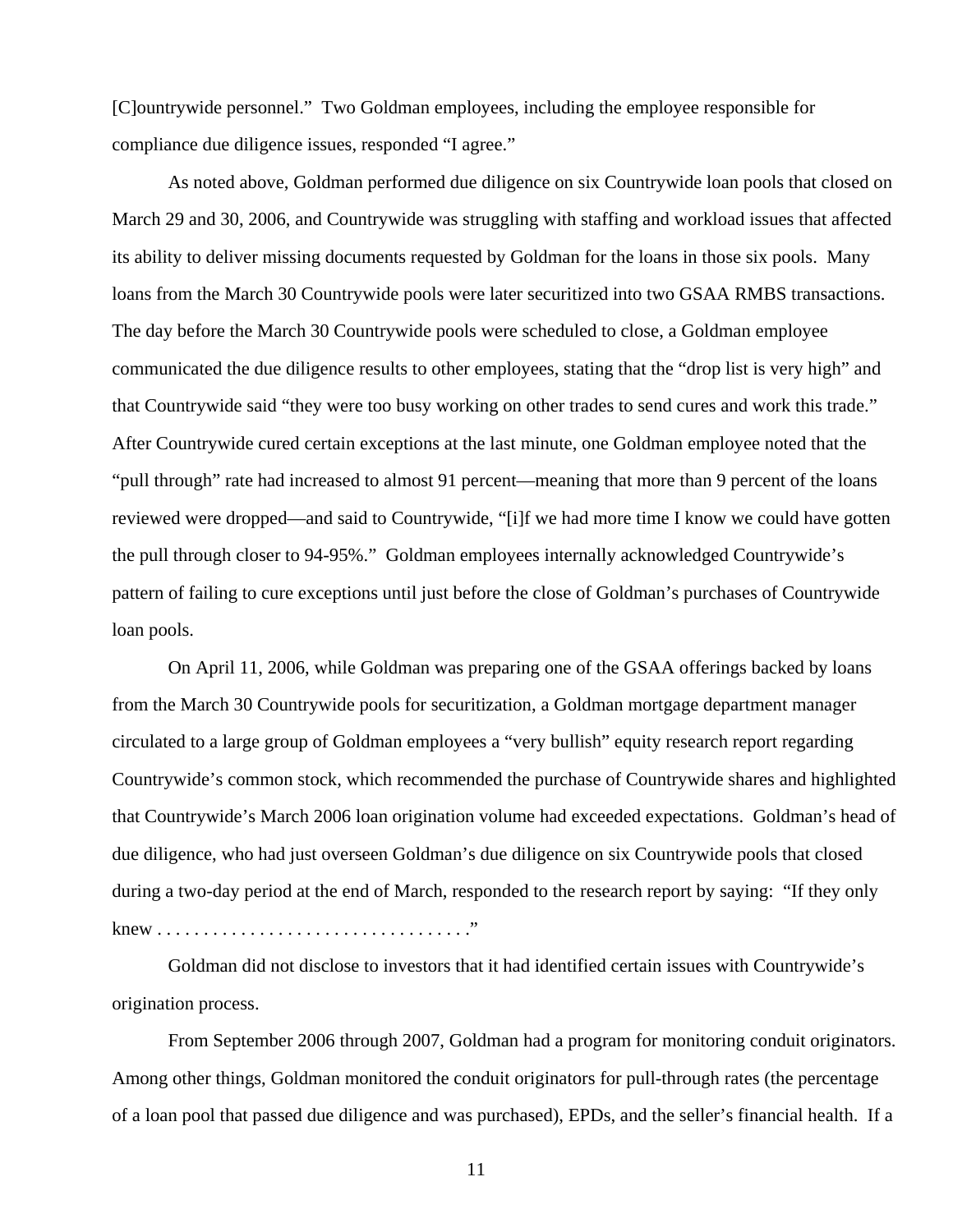[C]ountrywide personnel." Two Goldman employees, including the employee responsible for compliance due diligence issues, responded "I agree."

As noted above, Goldman performed due diligence on six Countrywide loan pools that closed on March 29 and 30, 2006, and Countrywide was struggling with staffing and workload issues that affected its ability to deliver missing documents requested by Goldman for the loans in those six pools. Many loans from the March 30 Countrywide pools were later securitized into two GSAA RMBS transactions. The day before the March 30 Countrywide pools were scheduled to close, a Goldman employee communicated the due diligence results to other employees, stating that the "drop list is very high" and that Countrywide said "they were too busy working on other trades to send cures and work this trade." After Countrywide cured certain exceptions at the last minute, one Goldman employee noted that the "pull through" rate had increased to almost 91 percent—meaning that more than 9 percent of the loans reviewed were dropped—and said to Countrywide, "[i]f we had more time I know we could have gotten the pull through closer to 94-95%." Goldman employees internally acknowledged Countrywide's pattern of failing to cure exceptions until just before the close of Goldman's purchases of Countrywide loan pools.

On April 11, 2006, while Goldman was preparing one of the GSAA offerings backed by loans from the March 30 Countrywide pools for securitization, a Goldman mortgage department manager circulated to a large group of Goldman employees a "very bullish" equity research report regarding Countrywide's common stock, which recommended the purchase of Countrywide shares and highlighted that Countrywide's March 2006 loan origination volume had exceeded expectations. Goldman's head of due diligence, who had just overseen Goldman's due diligence on six Countrywide pools that closed during a two-day period at the end of March, responded to the research report by saying: "If they only knew . . . . . . . . . . . . . . . . . . . . . . . . . . . . . . . . . ."

Goldman did not disclose to investors that it had identified certain issues with Countrywide's origination process.

From September 2006 through 2007, Goldman had a program for monitoring conduit originators. Among other things, Goldman monitored the conduit originators for pull-through rates (the percentage of a loan pool that passed due diligence and was purchased), EPDs, and the seller's financial health. If a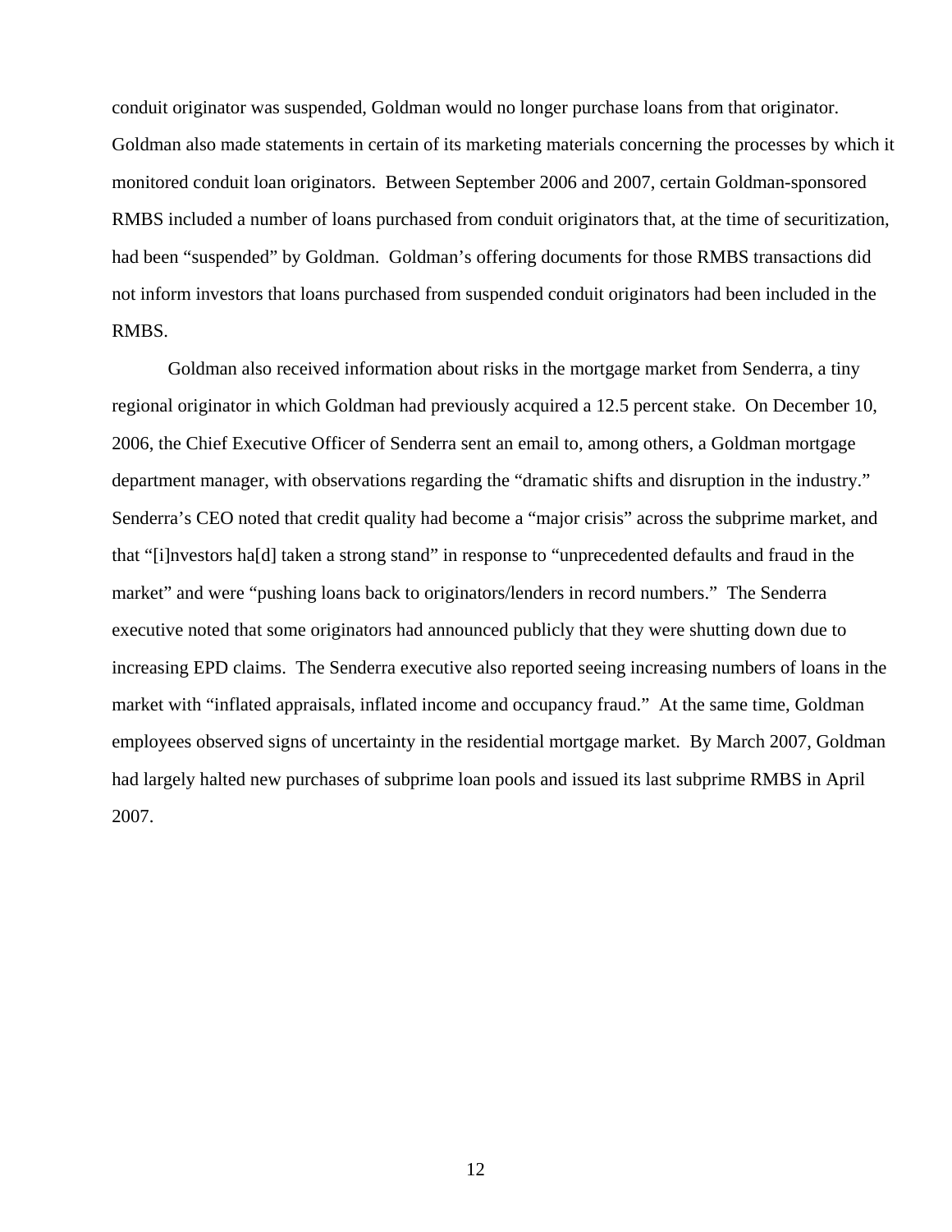conduit originator was suspended, Goldman would no longer purchase loans from that originator. Goldman also made statements in certain of its marketing materials concerning the processes by which it monitored conduit loan originators. Between September 2006 and 2007, certain Goldman-sponsored RMBS included a number of loans purchased from conduit originators that, at the time of securitization, had been "suspended" by Goldman. Goldman's offering documents for those RMBS transactions did not inform investors that loans purchased from suspended conduit originators had been included in the RMBS.

Goldman also received information about risks in the mortgage market from Senderra, a tiny regional originator in which Goldman had previously acquired a 12.5 percent stake. On December 10, 2006, the Chief Executive Officer of Senderra sent an email to, among others, a Goldman mortgage department manager, with observations regarding the "dramatic shifts and disruption in the industry." Senderra's CEO noted that credit quality had become a "major crisis" across the subprime market, and that "[i]nvestors ha[d] taken a strong stand" in response to "unprecedented defaults and fraud in the market" and were "pushing loans back to originators/lenders in record numbers." The Senderra executive noted that some originators had announced publicly that they were shutting down due to increasing EPD claims. The Senderra executive also reported seeing increasing numbers of loans in the market with "inflated appraisals, inflated income and occupancy fraud." At the same time, Goldman employees observed signs of uncertainty in the residential mortgage market. By March 2007, Goldman had largely halted new purchases of subprime loan pools and issued its last subprime RMBS in April 2007.